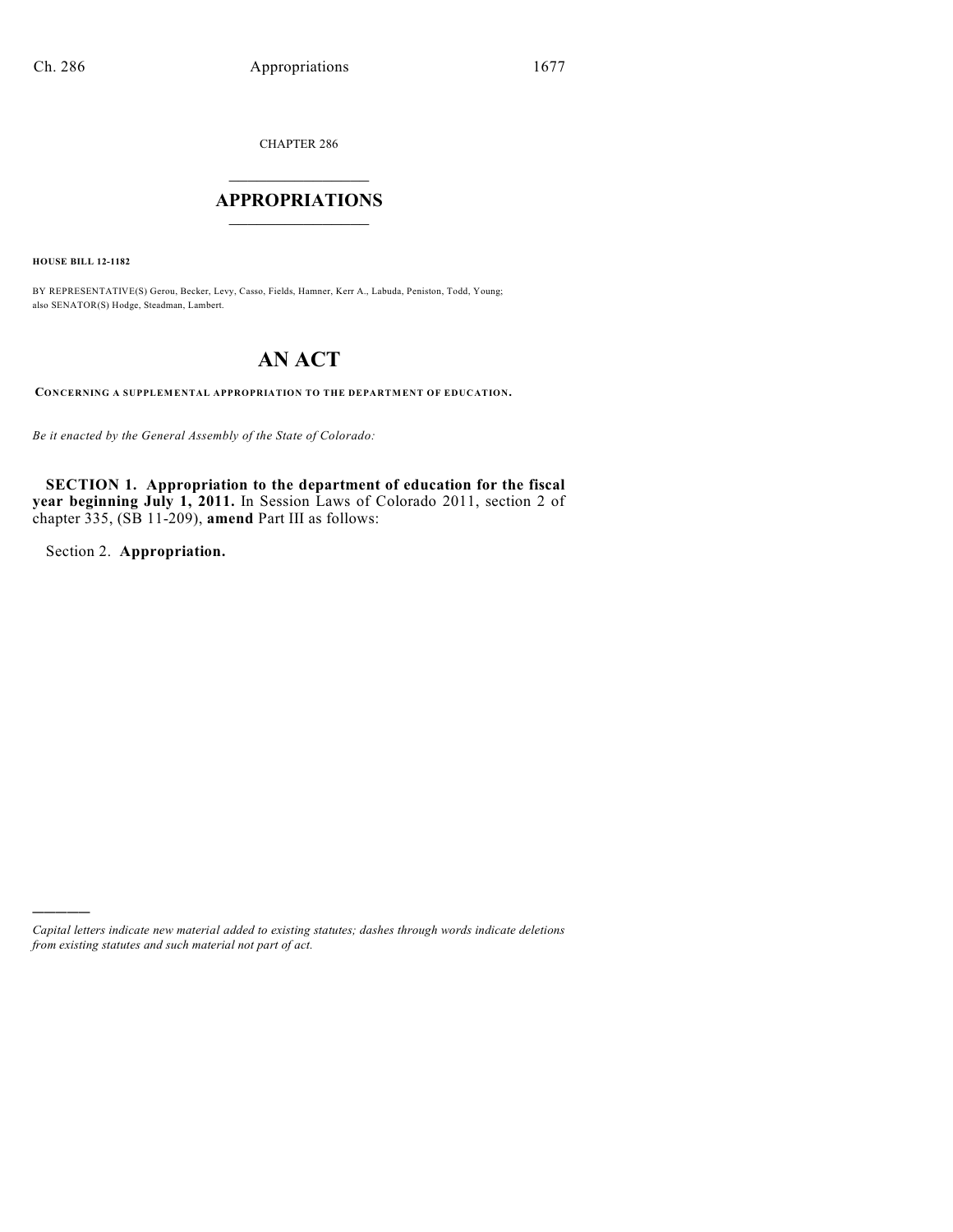CHAPTER 286

# APPROPRIATIONS

**HOUSE BILL 12-1182**

BY REPRESENTATIVE(S) Gerou, Becker, Levy, Casso, Fields, Hamner, Kerr A., Labuda, Peniston, Todd, Young; also SENATOR(S) Hodge, Steadman, Lambert.

# AN ACT

**CONCERNING A SUPPLEMENTAL APPROPRIATION TO THE DEPARTMENT OF EDUCATION.**

*Be it enacted by the General Assembly of the State of Colorado:*

**SECTION 1. Appropriation to the department of education for the fiscal year beginning July 1, 2011.** In Session Laws of Colorado 2011, section 2 of chapter 335, (SB 11-209), **amend** Part III as follows:

Section 2. **Appropriation.**

---

*Capital letters indicate new material added to existing statutes; dashes through words indicate deletions from existing statutes and such material not part of act.*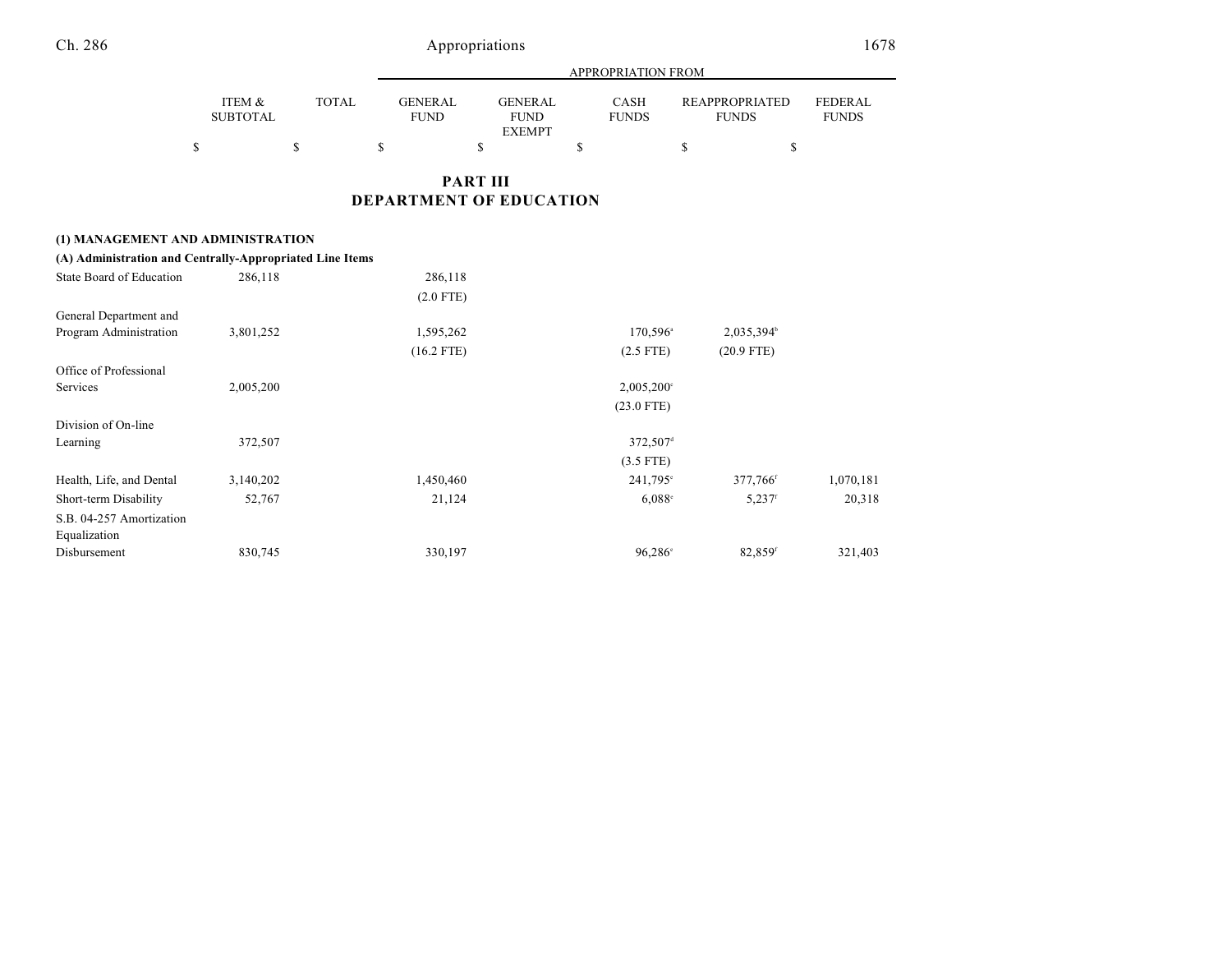| | ITEM & SUBTOTAL | TOTAL | APPROPRIATION FROM GENERAL FUND | GENERAL FUND EXEMPT | CASH FUNDS | REAPPROPRIATED FUNDS | FEDERAL FUNDS |
|---|---|---|---|---|---|---|---|
| | $ | $ | $ | $ | $ | $ | $ |

## PART III
## DEPARTMENT OF EDUCATION

**(1) MANAGEMENT AND ADMINISTRATION**

**(A) Administration and Centrally-Appropriated Line Items**

| | ITEM & SUBTOTAL | TOTAL | GENERAL FUND | GENERAL FUND EXEMPT | CASH FUNDS | REAPPROPRIATED FUNDS | FEDERAL FUNDS |
|---|---|---|---|---|---|---|---|
| State Board of Education | 286,118 | | 286,118 | | | | |
| | | | (2.0 FTE) | | | | |
| General Department and Program Administration | 3,801,252 | | 1,595,262 | | 170,596[a] | 2,035,394[b] | |
| | | | (16.2 FTE) | | (2.5 FTE) | (20.9 FTE) | |
| Office of Professional Services | 2,005,200 | | | | 2,005,200[c] | | |
| | | | | | (23.0 FTE) | | |
| Division of On-line Learning | 372,507 | | | | 372,507[d] | | |
| | | | | | (3.5 FTE) | | |
| Health, Life, and Dental | 3,140,202 | | 1,450,460 | | 241,795[e] | 377,766[f] | 1,070,181 |
| Short-term Disability | 52,767 | | 21,124 | | 6,088[e] | 5,237[f] | 20,318 |
| S.B. 04-257 Amortization Equalization Disbursement | 830,745 | | 330,197 | | 96,286[e] | 82,859[f] | 321,403 |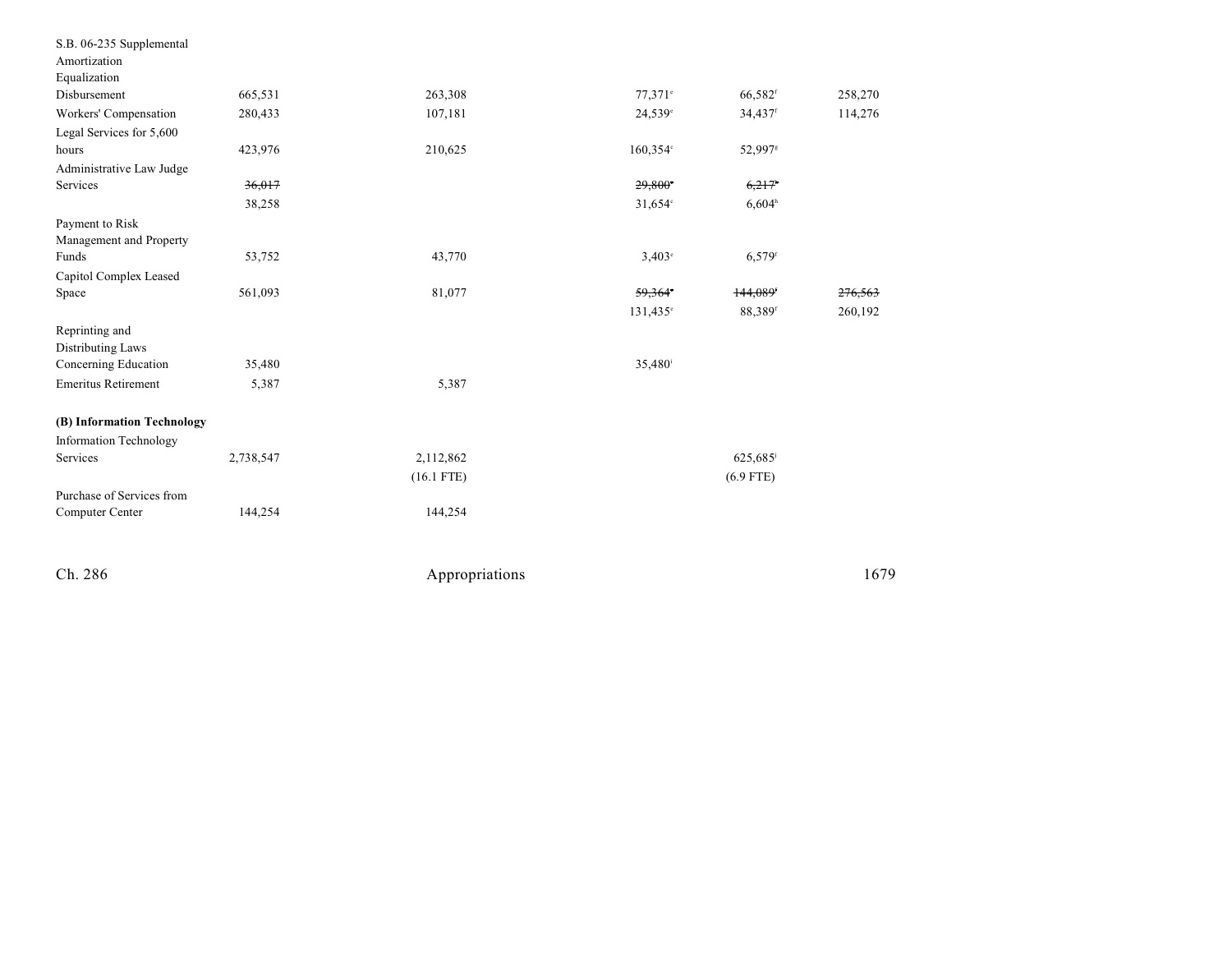| | | | | | | |
|---|---|---|---|---|---|---|
| S.B. 06-235 Supplemental Amortization Equalization Disbursement | 665,531 | 263,308 | | 77,371[e] | 66,582[f] | 258,270 |
| Workers' Compensation | 280,433 | 107,181 | | 24,539[e] | 34,437[f] | 114,276 |
| Legal Services for 5,600 hours | 423,976 | 210,625 | | 160,354[c] | 52,997[g] | |
| Administrative Law Judge Services | ~~36,017~~ | | | ~~29,800~~[e] | ~~6,217~~[h] | |
| | 38,258 | | | 31,654[c] | 6,604[h] | |
| Payment to Risk Management and Property Funds | 53,752 | 43,770 | | 3,403[e] | 6,579[f] | |
| Capitol Complex Leased Space | 561,093 | 81,077 | | ~~59,364~~[e] | ~~144,089~~[f] | ~~276,563~~ |
| | | | | 131,435[e] | 88,389[f] | 260,192 |
| Reprinting and Distributing Laws Concerning Education | 35,480 | | | 35,480[i] | | |
| Emeritus Retirement | 5,387 | 5,387 | | | | |
| **(B) Information Technology** | | | | | | |
| Information Technology Services | 2,738,547 | 2,112,862 | | | 625,685[j] | |
| | | (16.1 FTE) | | | (6.9 FTE) | |
| Purchase of Services from Computer Center | 144,254 | 144,254 | | | | |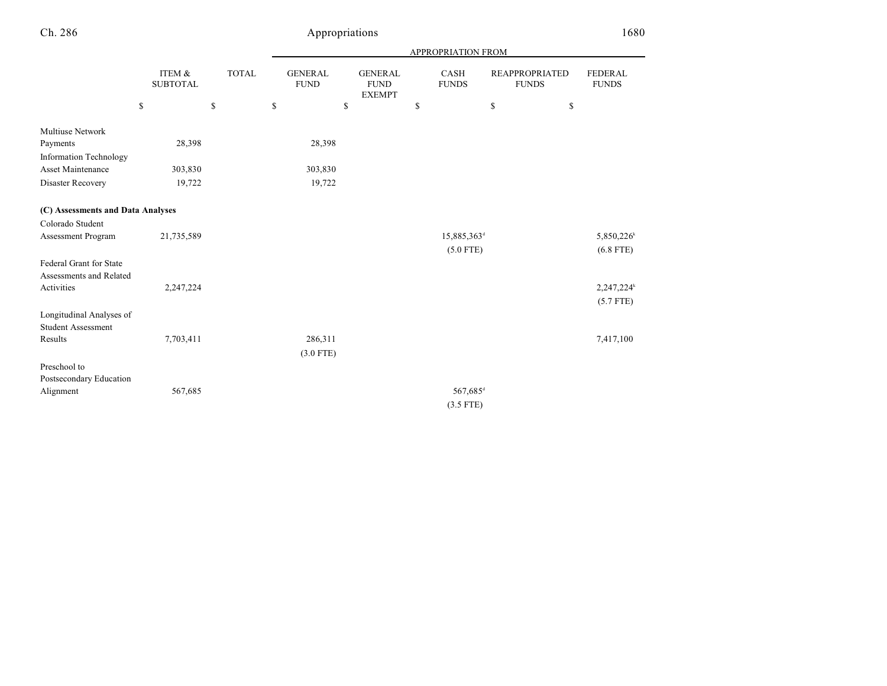| | ITEM & SUBTOTAL | TOTAL | APPROPRIATION FROM GENERAL FUND | GENERAL FUND EXEMPT | CASH FUNDS | REAPPROPRIATED FUNDS | FEDERAL FUNDS |
|---|---|---|---|---|---|---|---|
| | $ | $ | $ | $ | $ | $ | $ |
| Multiuse Network Payments | 28,398 | | 28,398 | | | | |
| Information Technology Asset Maintenance | 303,830 | | 303,830 | | | | |
| Disaster Recovery | 19,722 | | 19,722 | | | | |
| **(C) Assessments and Data Analyses** | | | | | | | |
| Colorado Student Assessment Program | 21,735,589 | | | | 15,885,363[d] | | 5,850,226[k] |
| | | | | | (5.0 FTE) | | (6.8 FTE) |
| Federal Grant for State Assessments and Related Activities | 2,247,224 | | | | | | 2,247,224[k] |
| | | | | | | | (5.7 FTE) |
| Longitudinal Analyses of Student Assessment Results | 7,703,411 | | 286,311 | | | | 7,417,100 |
| | | | (3.0 FTE) | | | | |
| Preschool to Postsecondary Education Alignment | 567,685 | | | | 567,685[d] | | |
| | | | | | (3.5 FTE) | | |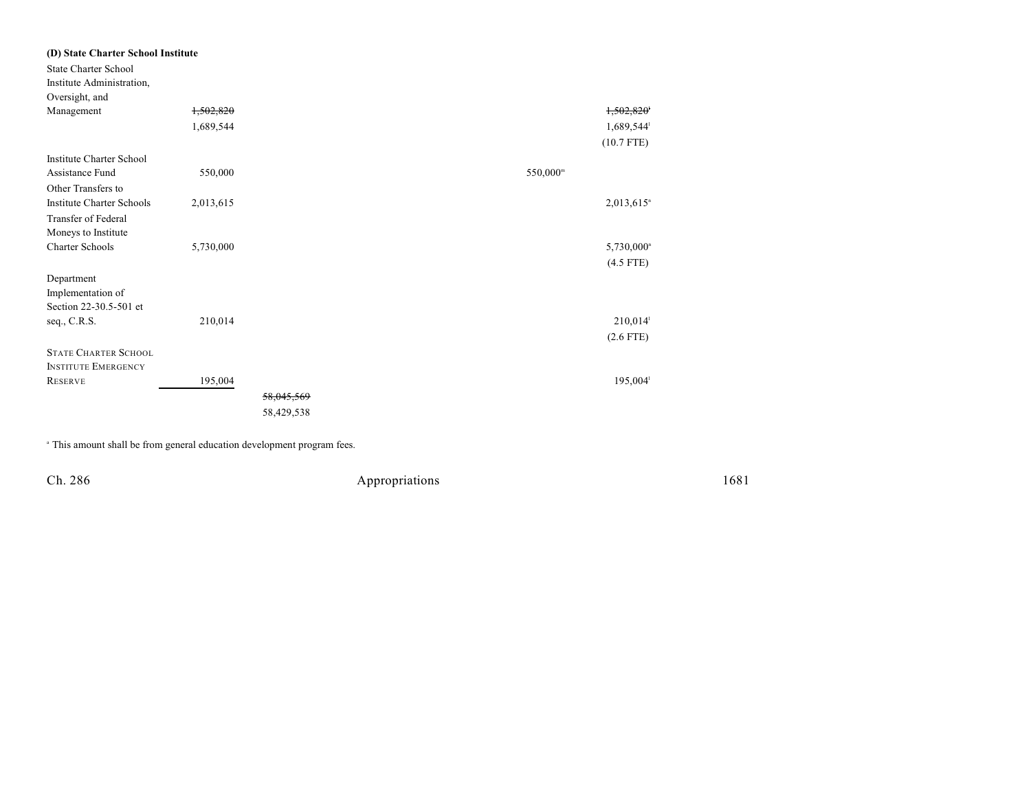**(D) State Charter School Institute**

| Item | Total | Subtotal | | Cash Funds | Reappropriated Funds |
|---|---|---|---|---|---|
| State Charter School Institute Administration, Oversight, and Management | ~~1,502,820~~ | | | | ~~1,502,820~~[l] |
| | 1,689,544 | | | | 1,689,544[l] |
| | | | | | (10.7 FTE) |
| Institute Charter School Assistance Fund | 550,000 | | | 550,000[m] | |
| Other Transfers to Institute Charter Schools | 2,013,615 | | | | 2,013,615[n] |
| Transfer of Federal Moneys to Institute Charter Schools | 5,730,000 | | | | 5,730,000[n] |
| | | | | | (4.5 FTE) |
| Department Implementation of Section 22-30.5-501 et seq., C.R.S. | 210,014 | | | | 210,014[l] |
| | | | | | (2.6 FTE) |
| STATE CHARTER SCHOOL INSTITUTE EMERGENCY RESERVE | 195,004 | | | | 195,004[l] |
| | | ~~58,045,569~~ | | | |
| | | 58,429,538 | | | |

[a] This amount shall be from general education development program fees.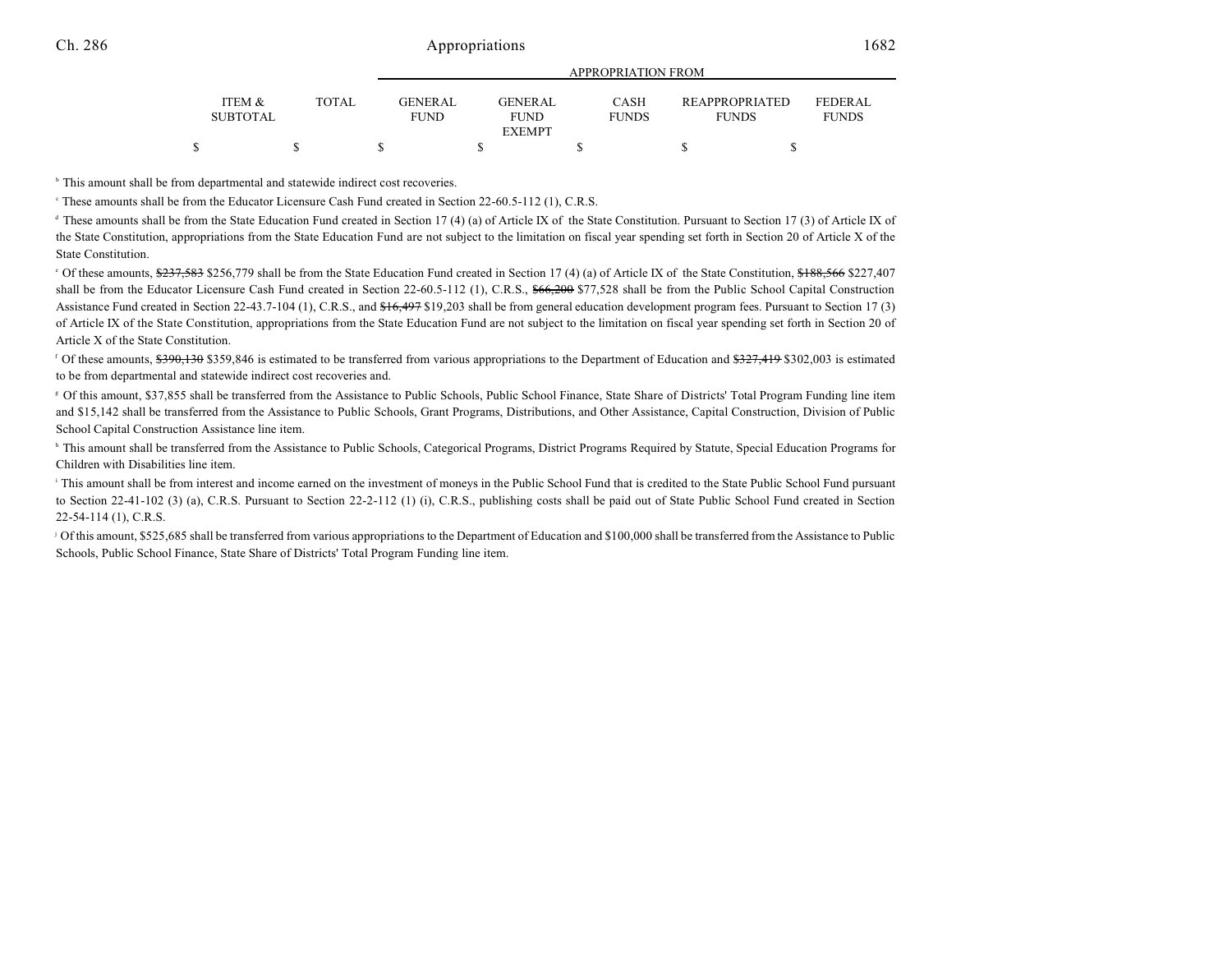| ITEM & SUBTOTAL | TOTAL | GENERAL FUND | GENERAL FUND EXEMPT | CASH FUNDS | REAPPROPRIATED FUNDS | FEDERAL FUNDS |
|---|---|---|---|---|---|---|
| $ | $ | $ | $ | $ | $ | $ |

[b] This amount shall be from departmental and statewide indirect cost recoveries.

[c] These amounts shall be from the Educator Licensure Cash Fund created in Section 22-60.5-112 (1), C.R.S.

[d] These amounts shall be from the State Education Fund created in Section 17 (4) (a) of Article IX of the State Constitution. Pursuant to Section 17 (3) of Article IX of the State Constitution, appropriations from the State Education Fund are not subject to the limitation on fiscal year spending set forth in Section 20 of Article X of the State Constitution.

[e] Of these amounts, ~~$237,583~~ $256,779 shall be from the State Education Fund created in Section 17 (4) (a) of Article IX of the State Constitution, ~~$188,566~~ $227,407 shall be from the Educator Licensure Cash Fund created in Section 22-60.5-112 (1), C.R.S., ~~$66,200~~ $77,528 shall be from the Public School Capital Construction Assistance Fund created in Section 22-43.7-104 (1), C.R.S., and ~~$16,497~~ $19,203 shall be from general education development program fees. Pursuant to Section 17 (3) of Article IX of the State Constitution, appropriations from the State Education Fund are not subject to the limitation on fiscal year spending set forth in Section 20 of Article X of the State Constitution.

[f] Of these amounts, ~~$390,130~~ $359,846 is estimated to be transferred from various appropriations to the Department of Education and ~~$327,419~~ $302,003 is estimated to be from departmental and statewide indirect cost recoveries and.

[g] Of this amount, $37,855 shall be transferred from the Assistance to Public Schools, Public School Finance, State Share of Districts' Total Program Funding line item and $15,142 shall be transferred from the Assistance to Public Schools, Grant Programs, Distributions, and Other Assistance, Capital Construction, Division of Public School Capital Construction Assistance line item.

[h] This amount shall be transferred from the Assistance to Public Schools, Categorical Programs, District Programs Required by Statute, Special Education Programs for Children with Disabilities line item.

[i] This amount shall be from interest and income earned on the investment of moneys in the Public School Fund that is credited to the State Public School Fund pursuant to Section 22-41-102 (3) (a), C.R.S. Pursuant to Section 22-2-112 (1) (i), C.R.S., publishing costs shall be paid out of State Public School Fund created in Section 22-54-114 (1), C.R.S.

[j] Of this amount, $525,685 shall be transferred from various appropriations to the Department of Education and $100,000 shall be transferred from the Assistance to Public Schools, Public School Finance, State Share of Districts' Total Program Funding line item.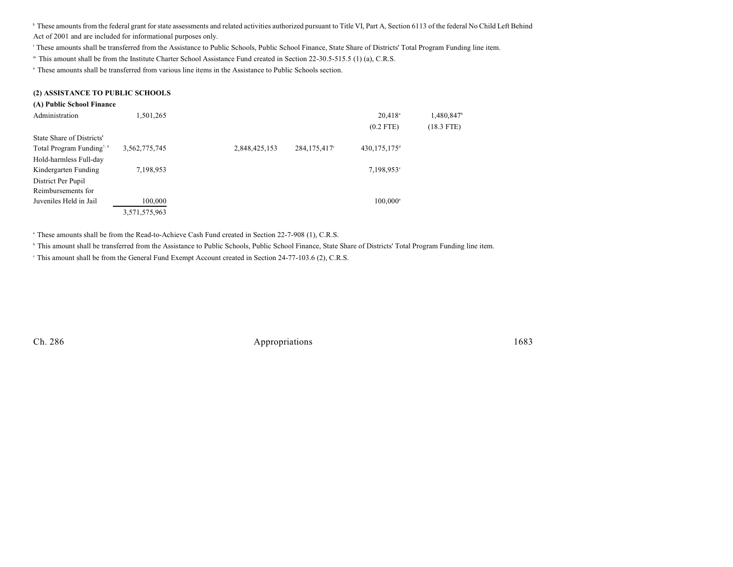[k] These amounts from the federal grant for state assessments and related activities authorized pursuant to Title VI, Part A, Section 6113 of the federal No Child Left Behind Act of 2001 and are included for informational purposes only.

[l] These amounts shall be transferred from the Assistance to Public Schools, Public School Finance, State Share of Districts' Total Program Funding line item.

[m] This amount shall be from the Institute Charter School Assistance Fund created in Section 22-30.5-515.5 (1) (a), C.R.S.

[n] These amounts shall be transferred from various line items in the Assistance to Public Schools section.

**(2) ASSISTANCE TO PUBLIC SCHOOLS**

**(A) Public School Finance**

| | | | | | | |
|---|---|---|---|---|---|---|
| Administration | 1,501,265 | | | | 20,418[a] (0.2 FTE) | 1,480,847[b] (18.3 FTE) |
| State Share of Districts' Total Program Funding[7, 8] | 3,562,775,745 | | 2,848,425,153 | 284,175,417[c] | 430,175,175[d] | |
| Hold-harmless Full-day Kindergarten Funding | 7,198,953 | | | | 7,198,953[e] | |
| District Per Pupil Reimbursements for Juveniles Held in Jail | 100,000 | | | | 100,000[a] | |
| | 3,571,575,963 | | | | | |

[a] These amounts shall be from the Read-to-Achieve Cash Fund created in Section 22-7-908 (1), C.R.S.

[b] This amount shall be transferred from the Assistance to Public Schools, Public School Finance, State Share of Districts' Total Program Funding line item.

[c] This amount shall be from the General Fund Exempt Account created in Section 24-77-103.6 (2), C.R.S.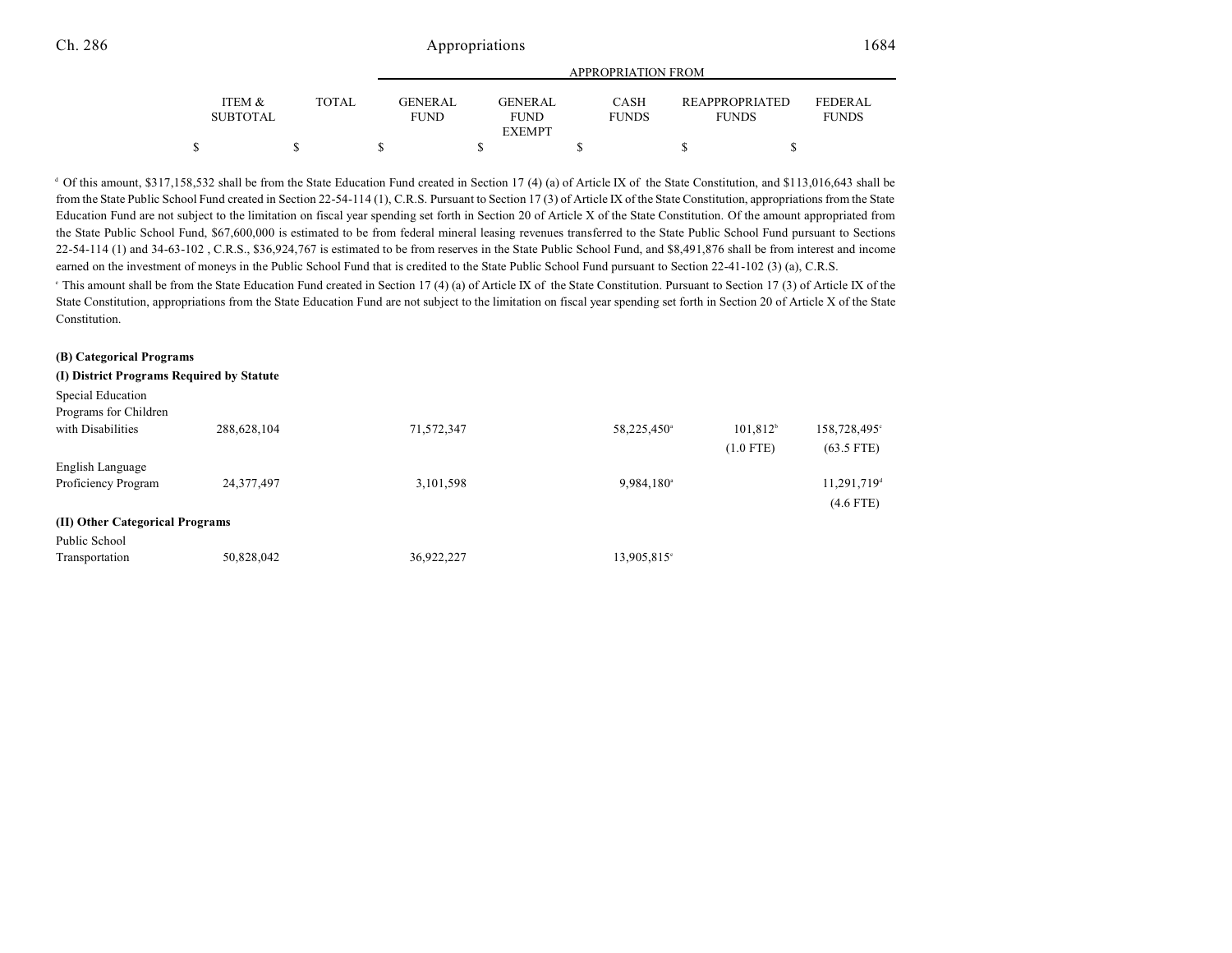| | ITEM & SUBTOTAL | TOTAL | APPROPRIATION FROM GENERAL FUND | GENERAL FUND EXEMPT | CASH FUNDS | REAPPROPRIATED FUNDS | FEDERAL FUNDS |
|---|---|---|---|---|---|---|---|
| | $ | $ | $ | $ | $ | $ | $ |

[d] Of this amount, $317,158,532 shall be from the State Education Fund created in Section 17 (4) (a) of Article IX of the State Constitution, and $113,016,643 shall be from the State Public School Fund created in Section 22-54-114 (1), C.R.S. Pursuant to Section 17 (3) of Article IX of the State Constitution, appropriations from the State Education Fund are not subject to the limitation on fiscal year spending set forth in Section 20 of Article X of the State Constitution. Of the amount appropriated from the State Public School Fund, $67,600,000 is estimated to be from federal mineral leasing revenues transferred to the State Public School Fund pursuant to Sections 22-54-114 (1) and 34-63-102 , C.R.S., $36,924,767 is estimated to be from reserves in the State Public School Fund, and $8,491,876 shall be from interest and income earned on the investment of moneys in the Public School Fund that is credited to the State Public School Fund pursuant to Section 22-41-102 (3) (a), C.R.S.

[e] This amount shall be from the State Education Fund created in Section 17 (4) (a) of Article IX of the State Constitution. Pursuant to Section 17 (3) of Article IX of the State Constitution, appropriations from the State Education Fund are not subject to the limitation on fiscal year spending set forth in Section 20 of Article X of the State Constitution.

**(B) Categorical Programs**

**(I) District Programs Required by Statute**

| | ITEM & SUBTOTAL | TOTAL | GENERAL FUND | GENERAL FUND EXEMPT | CASH FUNDS | REAPPROPRIATED FUNDS | FEDERAL FUNDS |
|---|---|---|---|---|---|---|---|
| Special Education Programs for Children with Disabilities | 288,628,104 | | 71,572,347 | | 58,225,450[a] | 101,812[b] | 158,728,495[c] |
| | | | | | | (1.0 FTE) | (63.5 FTE) |
| English Language Proficiency Program | 24,377,497 | | 3,101,598 | | 9,984,180[a] | | 11,291,719[d] |
| | | | | | | | (4.6 FTE) |

**(II) Other Categorical Programs**

| | ITEM & SUBTOTAL | TOTAL | GENERAL FUND | GENERAL FUND EXEMPT | CASH FUNDS | REAPPROPRIATED FUNDS | FEDERAL FUNDS |
|---|---|---|---|---|---|---|---|
| Public School Transportation | 50,828,042 | | 36,922,227 | | 13,905,815[e] | | |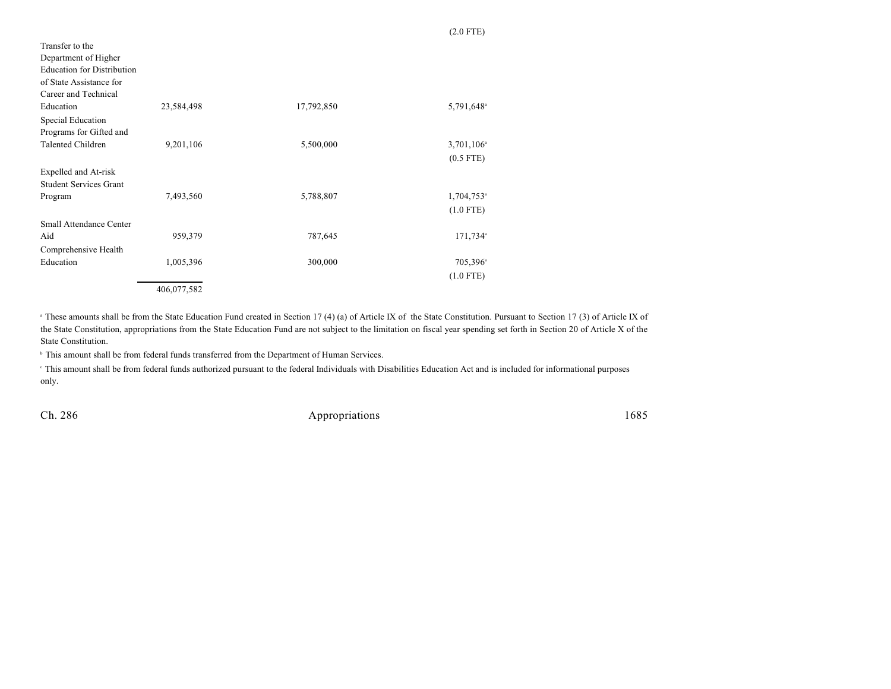| | | | |
|---|---|---|---|
| | | | (2.0 FTE) |
| Transfer to the Department of Higher Education for Distribution of State Assistance for Career and Technical Education | 23,584,498 | 17,792,850 | 5,791,648[a] |
| Special Education Programs for Gifted and Talented Children | 9,201,106 | 5,500,000 | 3,701,106[a] |
| | | | (0.5 FTE) |
| Expelled and At-risk Student Services Grant Program | 7,493,560 | 5,788,807 | 1,704,753[a] |
| | | | (1.0 FTE) |
| Small Attendance Center Aid | 959,379 | 787,645 | 171,734[a] |
| Comprehensive Health Education | 1,005,396 | 300,000 | 705,396[a] |
| | | | (1.0 FTE) |
| | 406,077,582 | | |

[a] These amounts shall be from the State Education Fund created in Section 17 (4) (a) of Article IX of the State Constitution. Pursuant to Section 17 (3) of Article IX of the State Constitution, appropriations from the State Education Fund are not subject to the limitation on fiscal year spending set forth in Section 20 of Article X of the State Constitution.

[b] This amount shall be from federal funds transferred from the Department of Human Services.

[c] This amount shall be from federal funds authorized pursuant to the federal Individuals with Disabilities Education Act and is included for informational purposes only.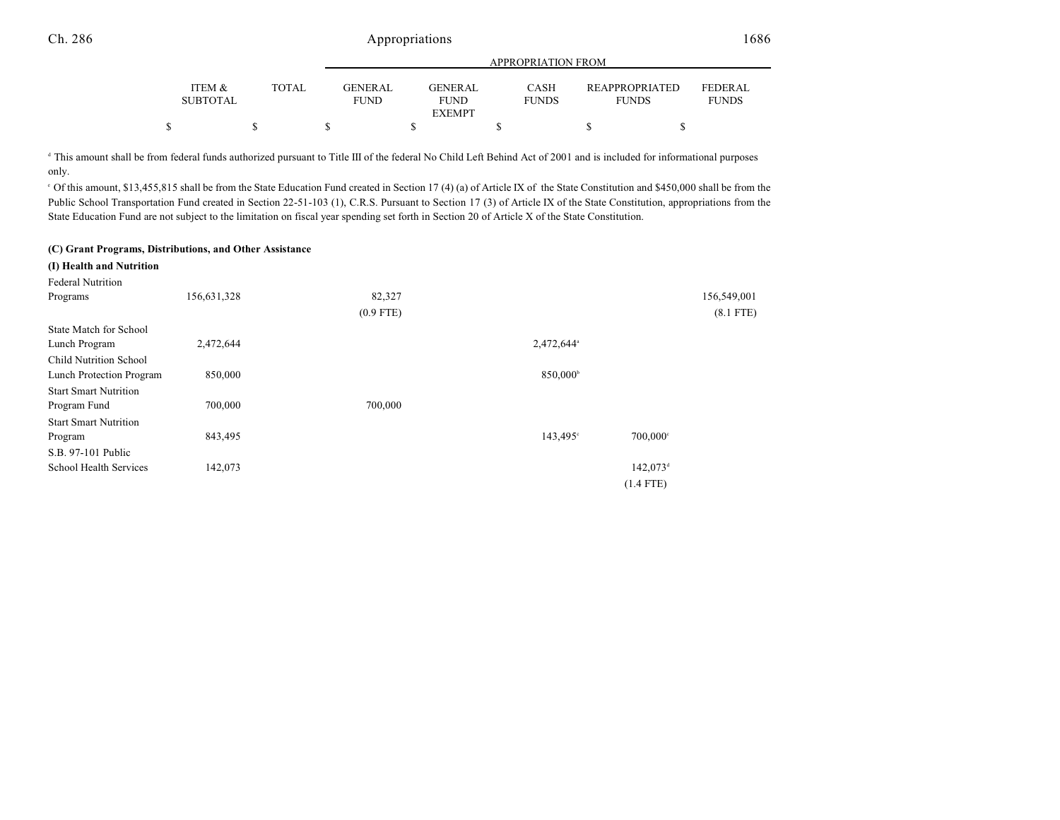| | ITEM & SUBTOTAL | TOTAL | GENERAL FUND | GENERAL FUND EXEMPT | CASH FUNDS | REAPPROPRIATED FUNDS | FEDERAL FUNDS |
|---|---|---|---|---|---|---|---|
| | $ | $ | $ | $ | $ | $ | $ |

[d] This amount shall be from federal funds authorized pursuant to Title III of the federal No Child Left Behind Act of 2001 and is included for informational purposes only.

[e] Of this amount, $13,455,815 shall be from the State Education Fund created in Section 17 (4) (a) of Article IX of the State Constitution and $450,000 shall be from the Public School Transportation Fund created in Section 22-51-103 (1), C.R.S. Pursuant to Section 17 (3) of Article IX of the State Constitution, appropriations from the State Education Fund are not subject to the limitation on fiscal year spending set forth in Section 20 of Article X of the State Constitution.

**(C) Grant Programs, Distributions, and Other Assistance**

**(I) Health and Nutrition**

| | ITEM & SUBTOTAL | TOTAL | GENERAL FUND | GENERAL FUND EXEMPT | CASH FUNDS | REAPPROPRIATED FUNDS | FEDERAL FUNDS |
|---|---|---|---|---|---|---|---|
| Federal Nutrition Programs | 156,631,328 | | 82,327 (0.9 FTE) | | | | 156,549,001 (8.1 FTE) |
| State Match for School Lunch Program | 2,472,644 | | | | 2,472,644[a] | | |
| Child Nutrition School Lunch Protection Program | 850,000 | | | | 850,000[b] | | |
| Start Smart Nutrition Program Fund | 700,000 | | 700,000 | | | | |
| Start Smart Nutrition Program | 843,495 | | | | 143,495[c] | 700,000[c] | |
| S.B. 97-101 Public School Health Services | 142,073 | | | | | 142,073[d] (1.4 FTE) | |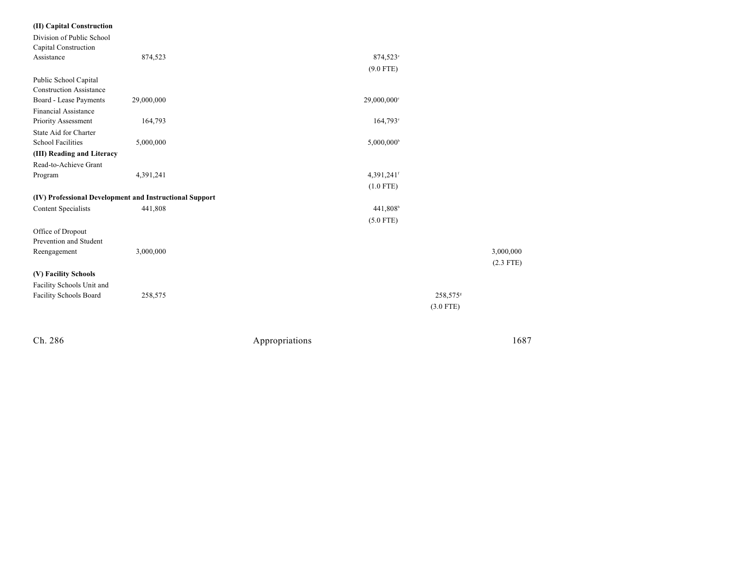| | TOTAL | GENERAL FUND | GENERAL FUND EXEMPT | CASH FUNDS | REAPPROPRIATED FUNDS | FEDERAL FUNDS |
|---|---|---|---|---|---|---|
| **(II) Capital Construction** | | | | | | |
| Division of Public School Capital Construction Assistance | 874,523 | | | 874,523[e] (9.0 FTE) | | |
| Public School Capital Construction Assistance Board - Lease Payments | 29,000,000 | | | 29,000,000[e] | | |
| Financial Assistance Priority Assessment | 164,793 | | | 164,793[e] | | |
| State Aid for Charter School Facilities | 5,000,000 | | | 5,000,000[b] | | |
| **(III) Reading and Literacy** | | | | | | |
| Read-to-Achieve Grant Program | 4,391,241 | | | 4,391,241[f] (1.0 FTE) | | |
| **(IV) Professional Development and Instructional Support** | | | | | | |
| Content Specialists | 441,808 | | | 441,808[b] (5.0 FTE) | | |
| Office of Dropout Prevention and Student Reengagement | 3,000,000 | | | | | 3,000,000 (2.3 FTE) |
| **(V) Facility Schools** | | | | | | |
| Facility Schools Unit and Facility Schools Board | 258,575 | | | | 258,575[g] (3.0 FTE) | |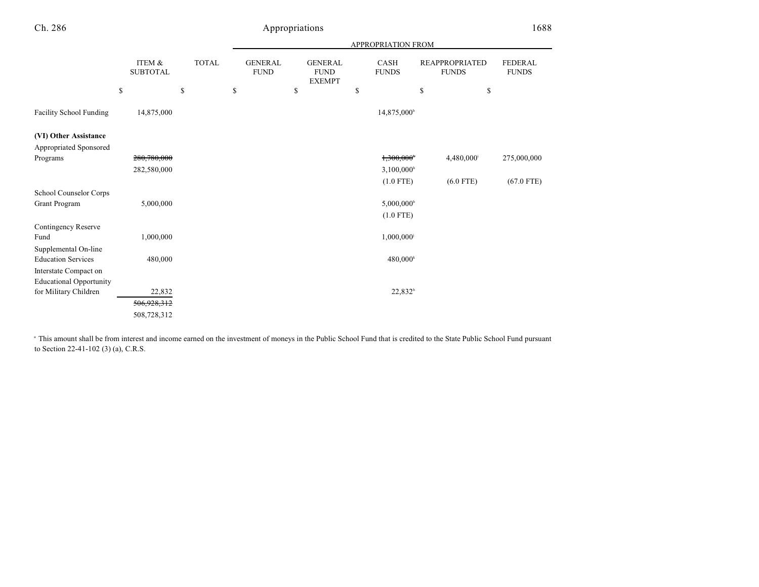| | ITEM & SUBTOTAL | TOTAL | APPROPRIATION FROM GENERAL FUND | GENERAL FUND EXEMPT | CASH FUNDS | REAPPROPRIATED FUNDS | FEDERAL FUNDS |
|---|---|---|---|---|---|---|---|
| | $ | $ | $ | $ | $ | $ | $ |
| Facility School Funding | 14,875,000 | | | | 14,875,000[b] | | |
| **(VI) Other Assistance** | | | | | | | |
| Appropriated Sponsored Programs | ~~280,780,000~~ 282,580,000 | | | | ~~1,300,000~~[h] 3,100,000[h] (1.0 FTE) | 4,480,000[i] (6.0 FTE) | 275,000,000 (67.0 FTE) |
| School Counselor Corps Grant Program | 5,000,000 | | | | 5,000,000[b] (1.0 FTE) | | |
| Contingency Reserve Fund | 1,000,000 | | | | 1,000,000[j] | | |
| Supplemental On-line Education Services | 480,000 | | | | 480,000[k] | | |
| Interstate Compact on Educational Opportunity for Military Children | 22,832 | | | | 22,832[b] | | |
| | ~~506,928,312~~ 508,728,312 | | | | | | |

[a] This amount shall be from interest and income earned on the investment of moneys in the Public School Fund that is credited to the State Public School Fund pursuant to Section 22-41-102 (3) (a), C.R.S.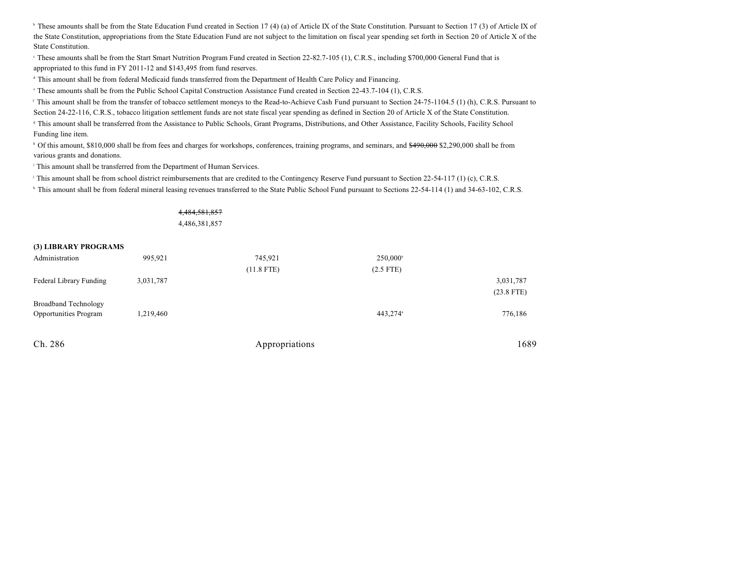[b] These amounts shall be from the State Education Fund created in Section 17 (4) (a) of Article IX of the State Constitution. Pursuant to Section 17 (3) of Article IX of the State Constitution, appropriations from the State Education Fund are not subject to the limitation on fiscal year spending set forth in Section 20 of Article X of the State Constitution.

[c] These amounts shall be from the Start Smart Nutrition Program Fund created in Section 22-82.7-105 (1), C.R.S., including $700,000 General Fund that is appropriated to this fund in FY 2011-12 and $143,495 from fund reserves.

[d] This amount shall be from federal Medicaid funds transferred from the Department of Health Care Policy and Financing.

[e] These amounts shall be from the Public School Capital Construction Assistance Fund created in Section 22-43.7-104 (1), C.R.S.

[f] This amount shall be from the transfer of tobacco settlement moneys to the Read-to-Achieve Cash Fund pursuant to Section 24-75-1104.5 (1) (h), C.R.S. Pursuant to Section 24-22-116, C.R.S., tobacco litigation settlement funds are not state fiscal year spending as defined in Section 20 of Article X of the State Constitution.

[g] This amount shall be transferred from the Assistance to Public Schools, Grant Programs, Distributions, and Other Assistance, Facility Schools, Facility School Funding line item.

[h] Of this amount, $810,000 shall be from fees and charges for workshops, conferences, training programs, and seminars, and ~~$490,000~~ $2,290,000 shall be from various grants and donations.

[i] This amount shall be transferred from the Department of Human Services.

[j] This amount shall be from school district reimbursements that are credited to the Contingency Reserve Fund pursuant to Section 22-54-117 (1) (c), C.R.S.

[k] This amount shall be from federal mineral leasing revenues transferred to the State Public School Fund pursuant to Sections 22-54-114 (1) and 34-63-102, C.R.S.

| | | | | | |
|---|---|---|---|---|---|
| | | ~~4,484,581,857~~<br>4,486,381,857 | | | |

**(3) LIBRARY PROGRAMS**

| | | | | | |
|---|---|---|---|---|---|
| Administration | 995,921 | | 745,921<br>(11.8 FTE) | 250,000[a]<br>(2.5 FTE) | |
| Federal Library Funding | 3,031,787 | | | | 3,031,787<br>(23.8 FTE) |
| Broadband Technology Opportunities Program | 1,219,460 | | | 443,274[a] | 776,186 |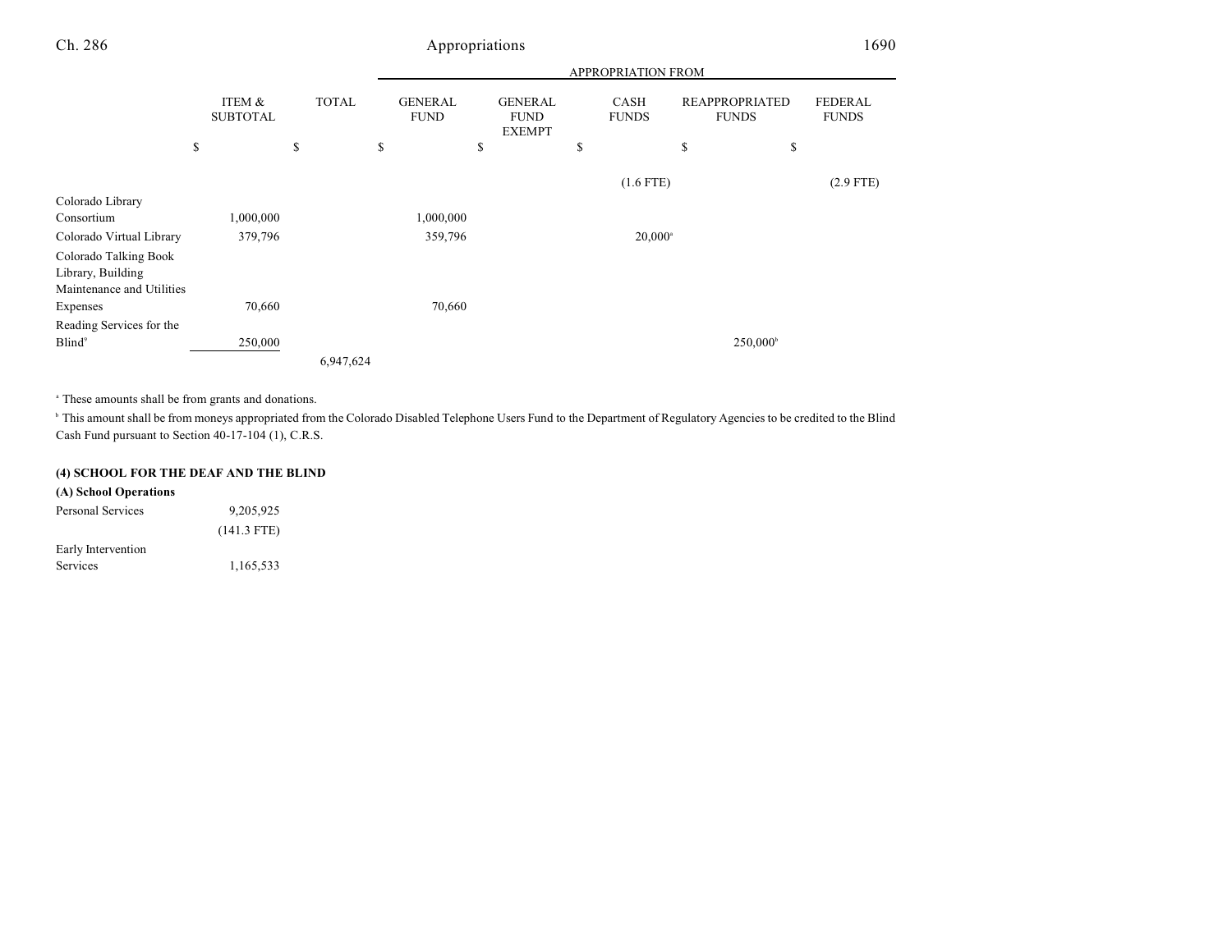| | ITEM & SUBTOTAL | TOTAL | APPROPRIATION FROM | | | | |
|---|---|---|---|---|---|---|---|
| | | | GENERAL FUND | GENERAL FUND EXEMPT | CASH FUNDS | REAPPROPRIATED FUNDS | FEDERAL FUNDS |
| | $ | $ | $ | $ | $ | $ | $ |
| | | | | | (1.6 FTE) | | (2.9 FTE) |
| Colorado Library Consortium | 1,000,000 | | 1,000,000 | | | | |
| Colorado Virtual Library | 379,796 | | 359,796 | | 20,000[a] | | |
| Colorado Talking Book Library, Building Maintenance and Utilities Expenses | 70,660 | | 70,660 | | | | |
| Reading Services for the Blind[9] | 250,000 | | | | | 250,000[b] | |
| | | 6,947,624 | | | | | |

[a] These amounts shall be from grants and donations.

[b] This amount shall be from moneys appropriated from the Colorado Disabled Telephone Users Fund to the Department of Regulatory Agencies to be credited to the Blind Cash Fund pursuant to Section 40-17-104 (1), C.R.S.

**(4) SCHOOL FOR THE DEAF AND THE BLIND**

**(A) School Operations**

| | ITEM & SUBTOTAL | TOTAL | GENERAL FUND | GENERAL FUND EXEMPT | CASH FUNDS | REAPPROPRIATED FUNDS | FEDERAL FUNDS |
|---|---|---|---|---|---|---|---|
| Personal Services | 9,205,925 | | | | | | |
| | (141.3 FTE) | | | | | | |
| Early Intervention Services | 1,165,533 | | | | | | |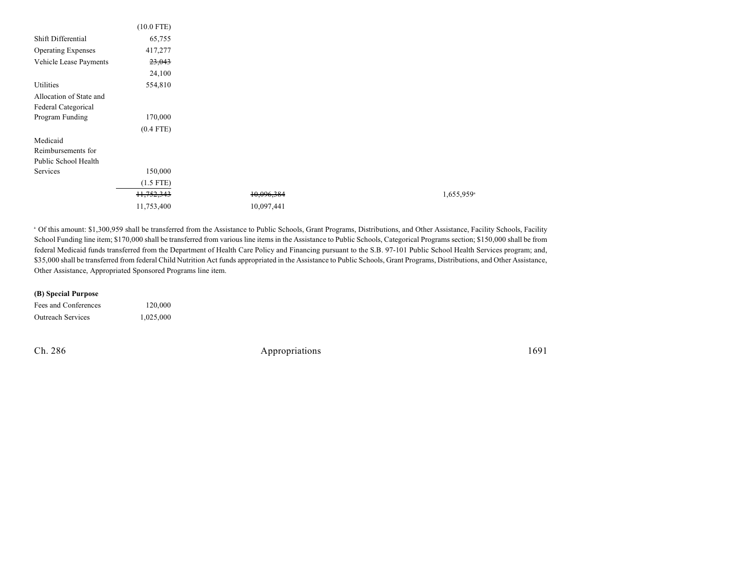| | | | | |
|---|---|---|---|---|
| | (10.0 FTE) | | | |
| Shift Differential | 65,755 | | | |
| Operating Expenses | 417,277 | | | |
| Vehicle Lease Payments | ~~23,043~~ | | | |
| | 24,100 | | | |
| Utilities | 554,810 | | | |
| Allocation of State and Federal Categorical Program Funding | 170,000 | | | |
| | (0.4 FTE) | | | |
| Medicaid Reimbursements for Public School Health Services | 150,000 | | | |
| | (1.5 FTE) | | | |
| | ~~11,752,343~~ | ~~10,096,384~~ | | 1,655,959[a] |
| | 11,753,400 | 10,097,441 | | |

[a] Of this amount: $1,300,959 shall be transferred from the Assistance to Public Schools, Grant Programs, Distributions, and Other Assistance, Facility Schools, Facility School Funding line item; $170,000 shall be transferred from various line items in the Assistance to Public Schools, Categorical Programs section; $150,000 shall be from federal Medicaid funds transferred from the Department of Health Care Policy and Financing pursuant to the S.B. 97-101 Public School Health Services program; and, $35,000 shall be transferred from federal Child Nutrition Act funds appropriated in the Assistance to Public Schools, Grant Programs, Distributions, and Other Assistance, Other Assistance, Appropriated Sponsored Programs line item.

**(B) Special Purpose**

| | |
|---|---|
| Fees and Conferences | 120,000 |
| Outreach Services | 1,025,000 |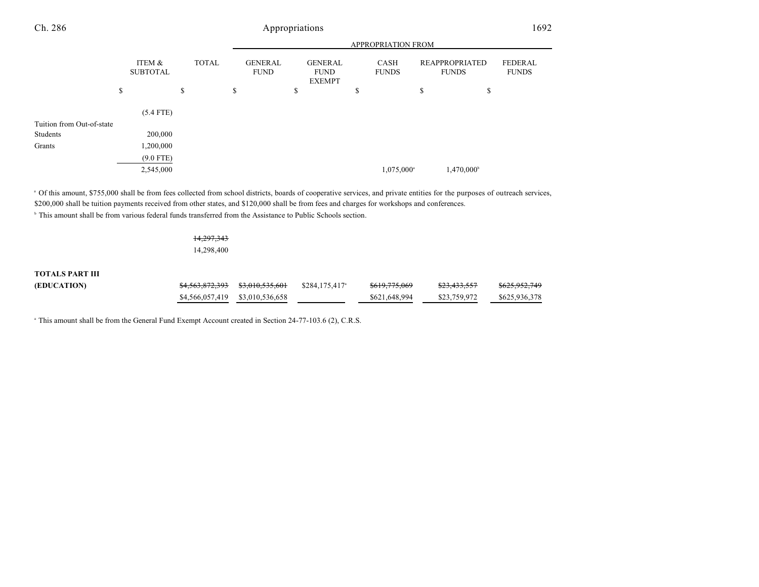| | ITEM & SUBTOTAL | TOTAL | GENERAL FUND | GENERAL FUND EXEMPT | CASH FUNDS | REAPPROPRIATED FUNDS | FEDERAL FUNDS |
|---|---|---|---|---|---|---|---|
| | | | APPROPRIATION FROM | | | | |
| | $ | $ | $ | $ | $ | $ | $ |
| | (5.4 FTE) | | | | | | |
| Tuition from Out-of-state Students | 200,000 | | | | | | |
| Grants | 1,200,000 | | | | | | |
| | (9.0 FTE) | | | | | | |
| | 2,545,000 | | | | 1,075,000[a] | 1,470,000[b] | |

[a] Of this amount, $755,000 shall be from fees collected from school districts, boards of cooperative services, and private entities for the purposes of outreach services, $200,000 shall be tuition payments received from other states, and $120,000 shall be from fees and charges for workshops and conferences.

[b] This amount shall be from various federal funds transferred from the Assistance to Public Schools section.

| | ITEM & SUBTOTAL | TOTAL | GENERAL FUND | GENERAL FUND EXEMPT | CASH FUNDS | REAPPROPRIATED FUNDS | FEDERAL FUNDS |
|---|---|---|---|---|---|---|---|
| | | ~~14,297,343~~ | | | | | |
| | | 14,298,400 | | | | | |
| **TOTALS PART III (EDUCATION)** | | ~~$4,563,872,393~~ | ~~$3,010,535,601~~ | $284,175,417[a] | ~~$619,775,069~~ | ~~$23,433,557~~ | ~~$625,952,749~~ |
| | | $4,566,057,419 | $3,010,536,658 | | $621,648,994 | $23,759,972 | $625,936,378 |

[a] This amount shall be from the General Fund Exempt Account created in Section 24-77-103.6 (2), C.R.S.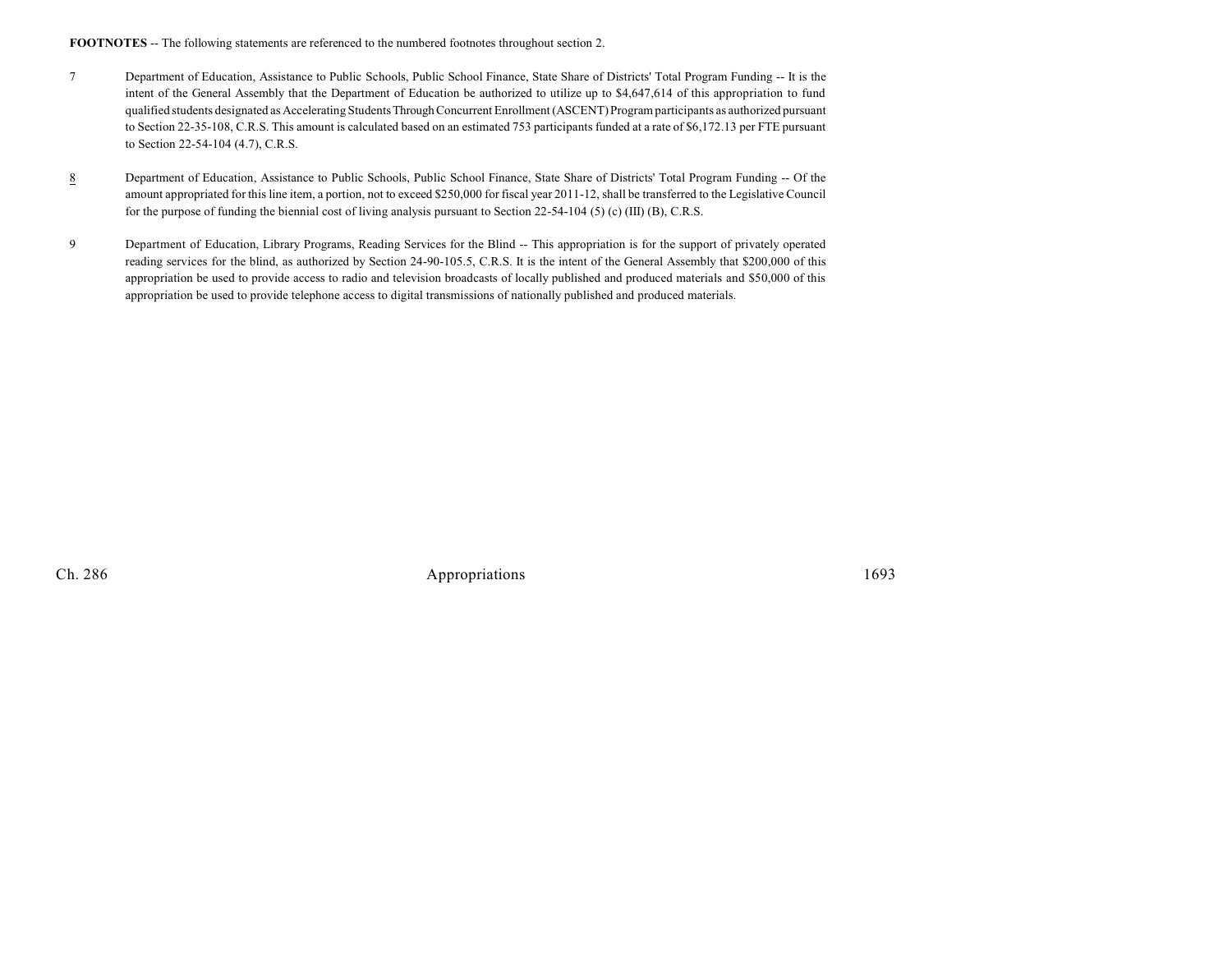**FOOTNOTES** -- The following statements are referenced to the numbered footnotes throughout section 2.

7 Department of Education, Assistance to Public Schools, Public School Finance, State Share of Districts' Total Program Funding -- It is the intent of the General Assembly that the Department of Education be authorized to utilize up to $4,647,614 of this appropriation to fund qualified students designated as Accelerating Students Through Concurrent Enrollment (ASCENT) Program participants as authorized pursuant to Section 22-35-108, C.R.S. This amount is calculated based on an estimated 753 participants funded at a rate of $6,172.13 per FTE pursuant to Section 22-54-104 (4.7), C.R.S.

8 Department of Education, Assistance to Public Schools, Public School Finance, State Share of Districts' Total Program Funding -- Of the amount appropriated for this line item, a portion, not to exceed $250,000 for fiscal year 2011-12, shall be transferred to the Legislative Council for the purpose of funding the biennial cost of living analysis pursuant to Section 22-54-104 (5) (c) (III) (B), C.R.S.

9 Department of Education, Library Programs, Reading Services for the Blind -- This appropriation is for the support of privately operated reading services for the blind, as authorized by Section 24-90-105.5, C.R.S. It is the intent of the General Assembly that $200,000 of this appropriation be used to provide access to radio and television broadcasts of locally published and produced materials and $50,000 of this appropriation be used to provide telephone access to digital transmissions of nationally published and produced materials.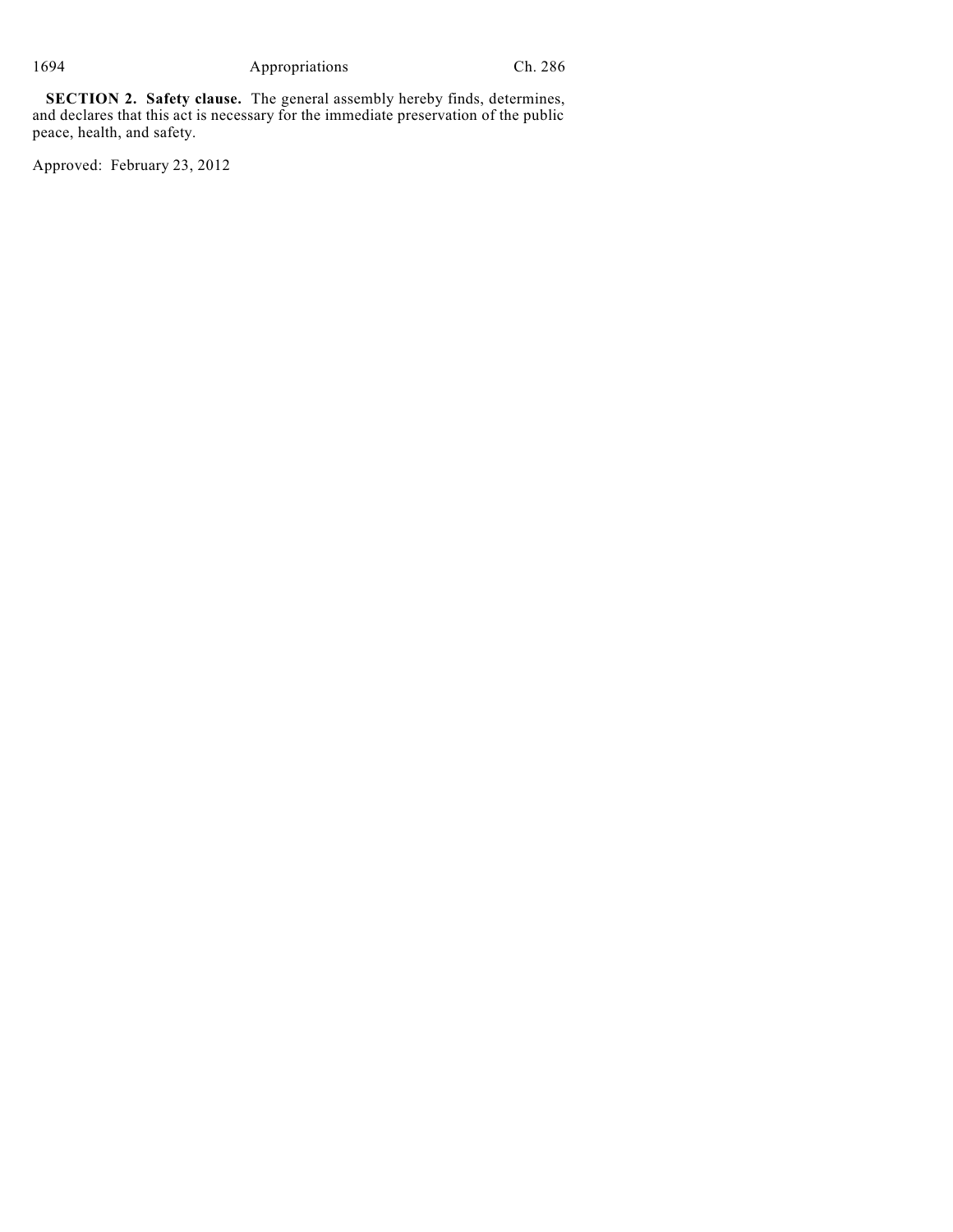**SECTION 2. Safety clause.** The general assembly hereby finds, determines, and declares that this act is necessary for the immediate preservation of the public peace, health, and safety.

Approved: February 23, 2012